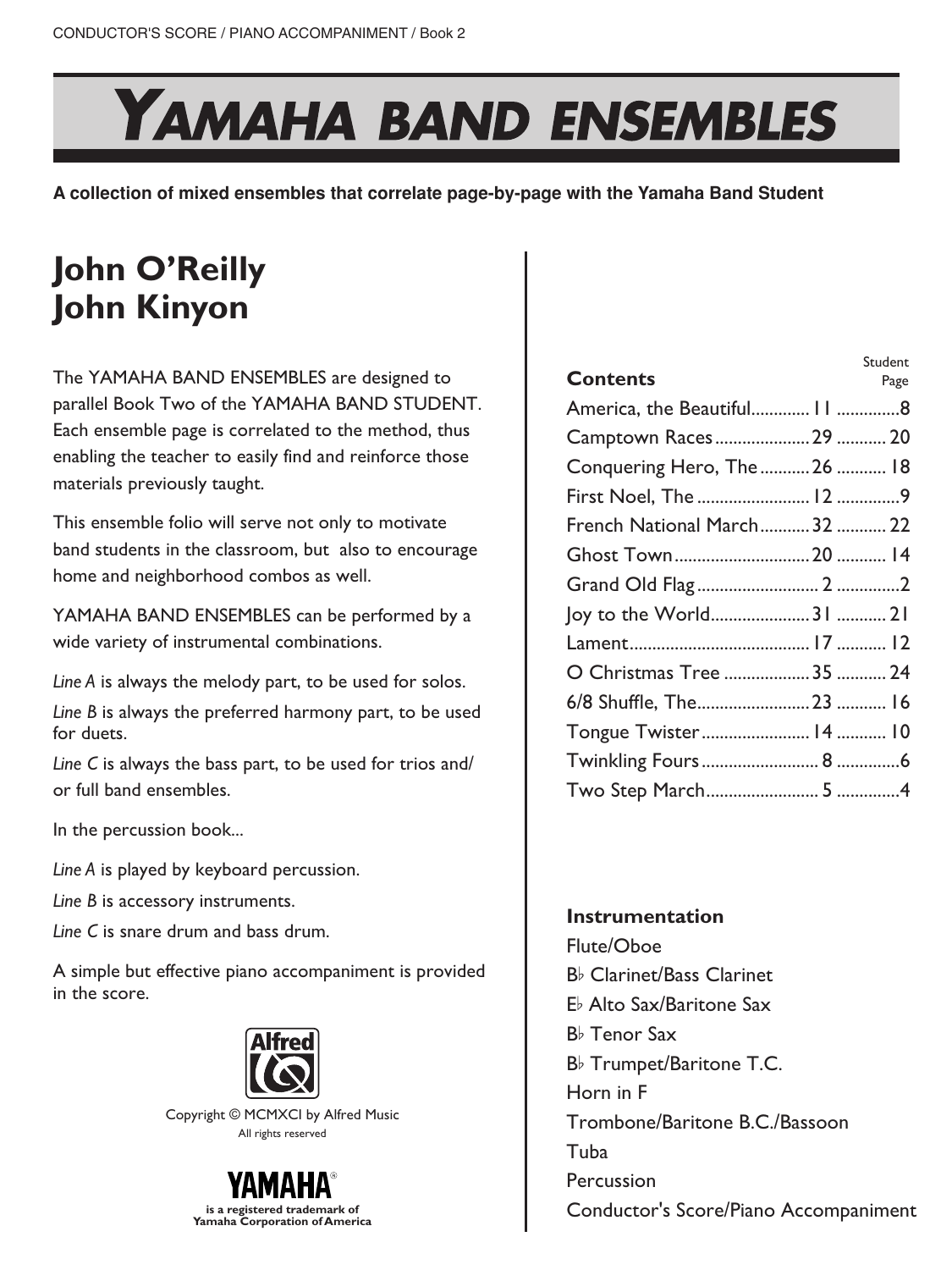CONDUCTOR'S SCORE / PIANO ACCOMPANIMENT / Book 2

# YAMAHA BAND ENSEMBLES

**A collection of mixed ensembles that correlate page-by-page with the Yamaha Band Student**

## John O'Reilly
## John Kinyon

The YAMAHA BAND ENSEMBLES are designed to parallel Book Two of the YAMAHA BAND STUDENT. Each ensemble page is correlated to the method, thus enabling the teacher to easily find and reinforce those materials previously taught.

This ensemble folio will serve not only to motivate band students in the classroom, but also to encourage home and neighborhood combos as well.

YAMAHA BAND ENSEMBLES can be performed by a wide variety of instrumental combinations.

*Line A* is always the melody part, to be used for solos.

*Line B* is always the preferred harmony part, to be used for duets.

*Line C* is always the bass part, to be used for trios and/or full band ensembles.

In the percussion book...

*Line A* is played by keyboard percussion.

*Line B* is accessory instruments.

*Line C* is snare drum and bass drum.

A simple but effective piano accompaniment is provided in the score.

Copyright © MCMXCI by Alfred Music
All rights reserved

YAMAHA® is a registered trademark of Yamaha Corporation of America

| **Contents** | | Student Page |
|---|---|---|
| America, the Beautiful | 11 | 8 |
| Camptown Races | 29 | 20 |
| Conquering Hero, The | 26 | 18 |
| First Noel, The | 12 | 9 |
| French National March | 32 | 22 |
| Ghost Town | 20 | 14 |
| Grand Old Flag | 2 | 2 |
| Joy to the World | 31 | 21 |
| Lament | 17 | 12 |
| O Christmas Tree | 35 | 24 |
| 6/8 Shuffle, The | 23 | 16 |
| Tongue Twister | 14 | 10 |
| Twinkling Fours | 8 | 6 |
| Two Step March | 5 | 4 |

**Instrumentation**

Flute/Oboe
B♭ Clarinet/Bass Clarinet
E♭ Alto Sax/Baritone Sax
B♭ Tenor Sax
B♭ Trumpet/Baritone T.C.
Horn in F
Trombone/Baritone B.C./Bassoon
Tuba
Percussion
Conductor's Score/Piano Accompaniment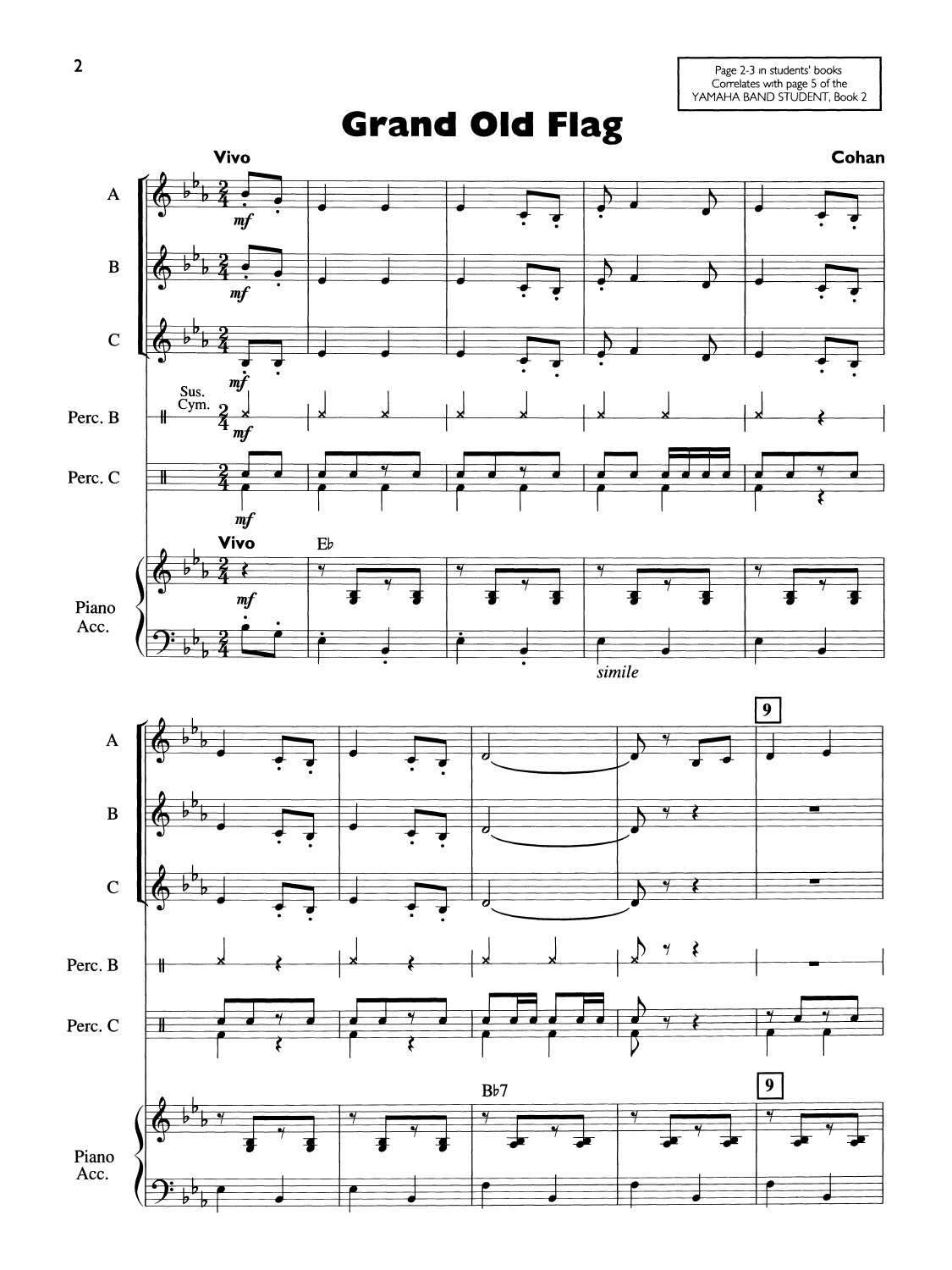Page 2-3 in students' books
Correlates with page 5 of the
YAMAHA BAND STUDENT, Book 2

# Grand Old Flag

**Vivo**

**Cohan**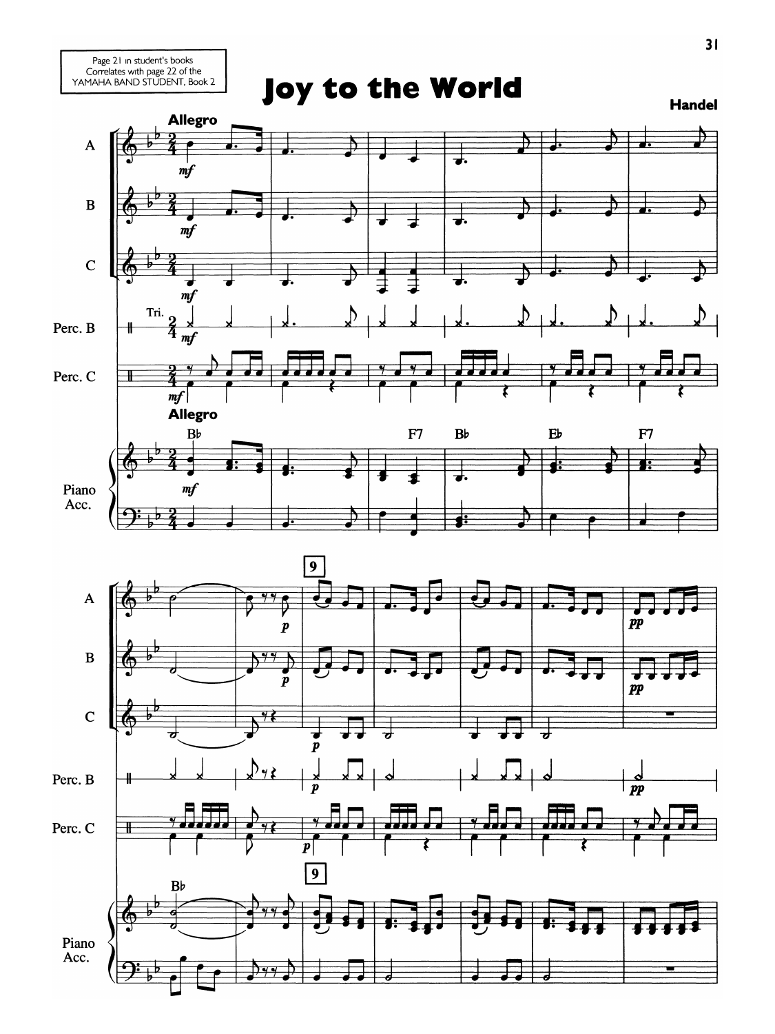Page 21 in student's books
Correlates with page 22 of the
YAMAHA BAND STUDENT, Book 2

# Joy to the World

**Handel**